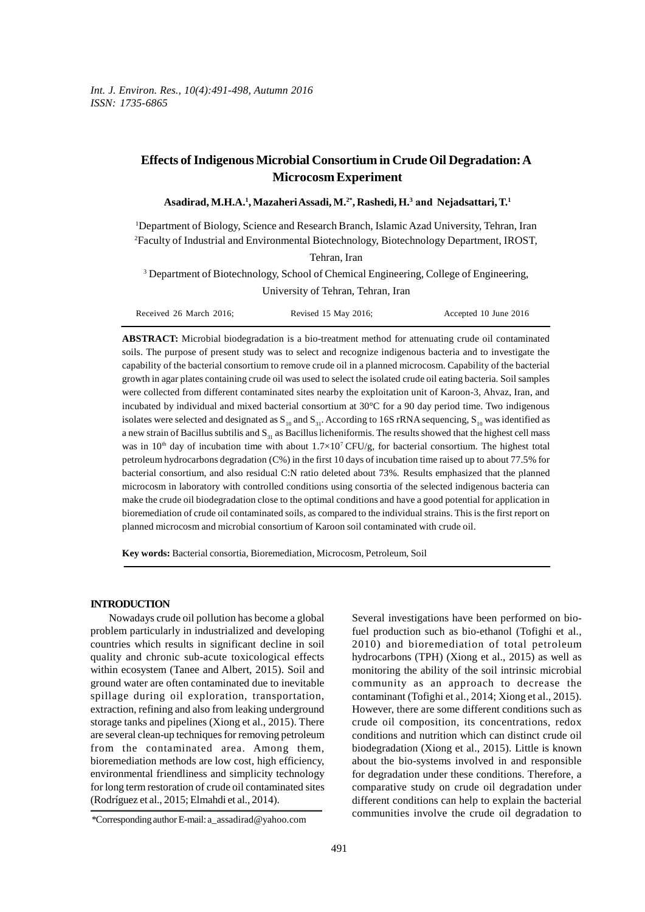# Effects of Indigenous Microbial Consortium in Crude Oil Degradation: A Microcosm Experiment

**Asadirad, M.H.A.[1], Mazaheri Assadi, M.[2*], Rashedi, H.[3] and Nejadsattari, T.[1]**

[1]Department of Biology, Science and Research Branch, Islamic Azad University, Tehran, Iran

[2]Faculty of Industrial and Environmental Biotechnology, Biotechnology Department, IROST, Tehran, Iran

[3] Department of Biotechnology, School of Chemical Engineering, College of Engineering, University of Tehran, Tehran, Iran

Received 26 March 2016; Revised 15 May 2016; Accepted 10 June 2016

**ABSTRACT:** Microbial biodegradation is a bio-treatment method for attenuating crude oil contaminated soils. The purpose of present study was to select and recognize indigenous bacteria and to investigate the capability of the bacterial consortium to remove crude oil in a planned microcosm. Capability of the bacterial growth in agar plates containing crude oil was used to select the isolated crude oil eating bacteria. Soil samples were collected from different contaminated sites nearby the exploitation unit of Karoon-3, Ahvaz, Iran, and incubated by individual and mixed bacterial consortium at 30°C for a 90 day period time. Two indigenous isolates were selected and designated as $S_{10}$ and $S_{31}$. According to 16S rRNA sequencing, $S_{10}$ was identified as a new strain of Bacillus subtilis and $S_{31}$ as Bacillus licheniformis. The results showed that the highest cell mass was in $10^{th}$ day of incubation time with about $1.7\times10^{7}$ CFU/g, for bacterial consortium. The highest total petroleum hydrocarbons degradation (C%) in the first 10 days of incubation time raised up to about 77.5% for bacterial consortium, and also residual C:N ratio deleted about 73%. Results emphasized that the planned microcosm in laboratory with controlled conditions using consortia of the selected indigenous bacteria can make the crude oil biodegradation close to the optimal conditions and have a good potential for application in bioremediation of crude oil contaminated soils, as compared to the individual strains. This is the first report on planned microcosm and microbial consortium of Karoon soil contaminated with crude oil.

**Key words:** Bacterial consortia, Bioremediation, Microcosm, Petroleum, Soil

## INTRODUCTION

Nowadays crude oil pollution has become a global problem particularly in industrialized and developing countries which results in significant decline in soil quality and chronic sub-acute toxicological effects within ecosystem (Tanee and Albert, 2015). Soil and ground water are often contaminated due to inevitable spillage during oil exploration, transportation, extraction, refining and also from leaking underground storage tanks and pipelines (Xiong et al., 2015). There are several clean-up techniques for removing petroleum from the contaminated area. Among them, bioremediation methods are low cost, high efficiency, environmental friendliness and simplicity technology for long term restoration of crude oil contaminated sites (Rodríguez et al., 2015; Elmahdi et al., 2014).

Several investigations have been performed on bio-fuel production such as bio-ethanol (Tofighi et al., 2010) and bioremediation of total petroleum hydrocarbons (TPH) (Xiong et al., 2015) as well as monitoring the ability of the soil intrinsic microbial community as an approach to decrease the contaminant (Tofighi et al., 2014; Xiong et al., 2015). However, there are some different conditions such as crude oil composition, its concentrations, redox conditions and nutrition which can distinct crude oil biodegradation (Xiong et al., 2015). Little is known about the bio-systems involved in and responsible for degradation under these conditions. Therefore, a comparative study on crude oil degradation under different conditions can help to explain the bacterial communities involve the crude oil degradation to

*Corresponding author E-mail: a_assadirad@yahoo.com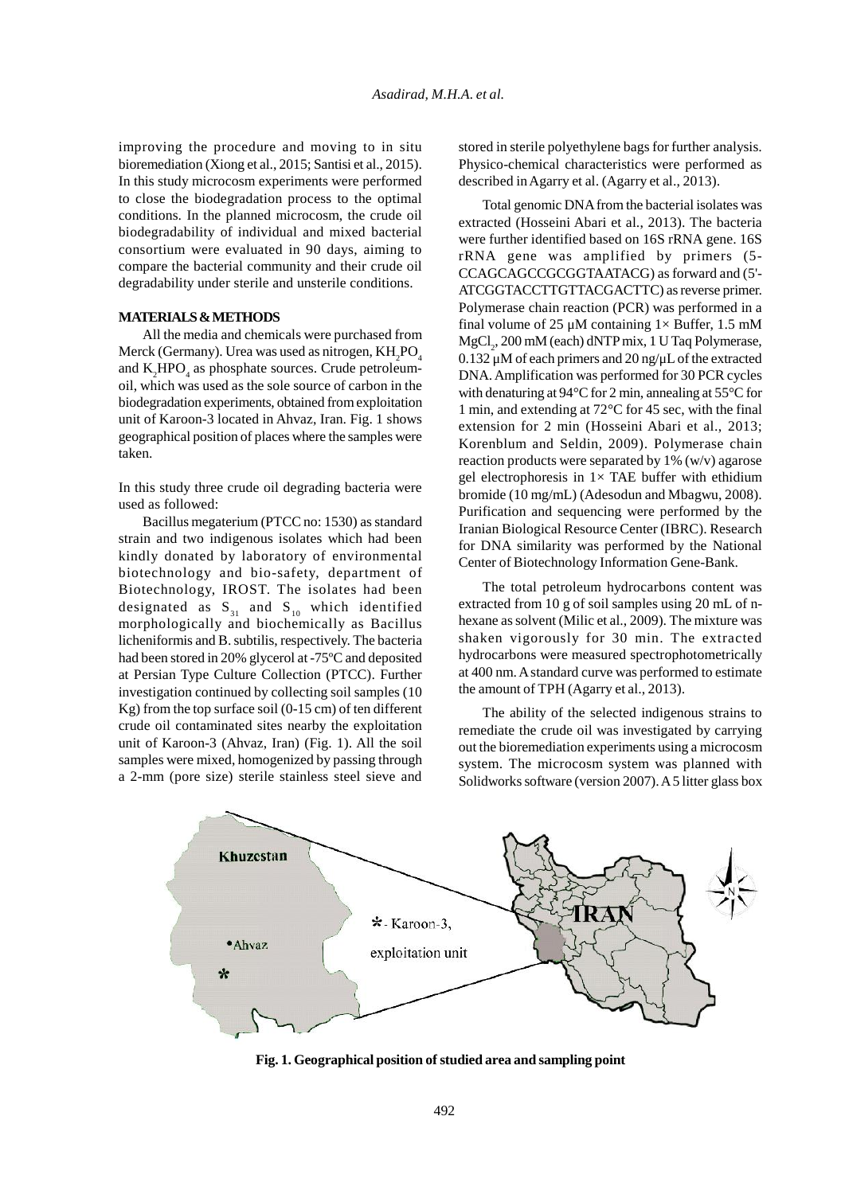improving the procedure and moving to in situ bioremediation (Xiong et al., 2015; Santisi et al., 2015). In this study microcosm experiments were performed to close the biodegradation process to the optimal conditions. In the planned microcosm, the crude oil biodegradability of individual and mixed bacterial consortium were evaluated in 90 days, aiming to compare the bacterial community and their crude oil degradability under sterile and unsterile conditions.

## MATERIALS & METHODS

All the media and chemicals were purchased from Merck (Germany). Urea was used as nitrogen, $KH_2PO_4$ and $K_2HPO_4$ as phosphate sources. Crude petroleum-oil, which was used as the sole source of carbon in the biodegradation experiments, obtained from exploitation unit of Karoon-3 located in Ahvaz, Iran. Fig. 1 shows geographical position of places where the samples were taken.

In this study three crude oil degrading bacteria were used as followed:

Bacillus megaterium (PTCC no: 1530) as standard strain and two indigenous isolates which had been kindly donated by laboratory of environmental biotechnology and bio-safety, department of Biotechnology, IROST. The isolates had been designated as $S_{31}$ and $S_{10}$ which identified morphologically and biochemically as Bacillus licheniformis and B. subtilis, respectively. The bacteria had been stored in 20% glycerol at -75ºC and deposited at Persian Type Culture Collection (PTCC). Further investigation continued by collecting soil samples (10 Kg) from the top surface soil (0-15 cm) of ten different crude oil contaminated sites nearby the exploitation unit of Karoon-3 (Ahvaz, Iran) (Fig. 1). All the soil samples were mixed, homogenized by passing through a 2-mm (pore size) sterile stainless steel sieve and stored in sterile polyethylene bags for further analysis. Physico-chemical characteristics were performed as described in Agarry et al. (Agarry et al., 2013).

Total genomic DNA from the bacterial isolates was extracted (Hosseini Abari et al., 2013). The bacteria were further identified based on 16S rRNA gene. 16S rRNA gene was amplified by primers (5-CCAGCAGCCGCGGTAATACG) as forward and (5'-ATCGGTACCTTGTTACGACTTC) as reverse primer. Polymerase chain reaction (PCR) was performed in a final volume of 25 µM containing 1× Buffer, 1.5 mM $MgCl_2$, 200 mM (each) dNTP mix, 1 U Taq Polymerase, 0.132 µM of each primers and 20 ng/µL of the extracted DNA. Amplification was performed for 30 PCR cycles with denaturing at 94°C for 2 min, annealing at 55°C for 1 min, and extending at 72°C for 45 sec, with the final extension for 2 min (Hosseini Abari et al., 2013; Korenblum and Seldin, 2009). Polymerase chain reaction products were separated by 1% (w/v) agarose gel electrophoresis in 1× TAE buffer with ethidium bromide (10 mg/mL) (Adesodun and Mbagwu, 2008). Purification and sequencing were performed by the Iranian Biological Resource Center (IBRC). Research for DNA similarity was performed by the National Center of Biotechnology Information Gene-Bank.

The total petroleum hydrocarbons content was extracted from 10 g of soil samples using 20 mL of n-hexane as solvent (Milic et al., 2009). The mixture was shaken vigorously for 30 min. The extracted hydrocarbons were measured spectrophotometrically at 400 nm. A standard curve was performed to estimate the amount of TPH (Agarry et al., 2013).

The ability of the selected indigenous strains to remediate the crude oil was investigated by carrying out the bioremediation experiments using a microcosm system. The microcosm system was planned with Solidworks software (version 2007). A 5 litter glass box

**Fig. 1. Geographical position of studied area and sampling point**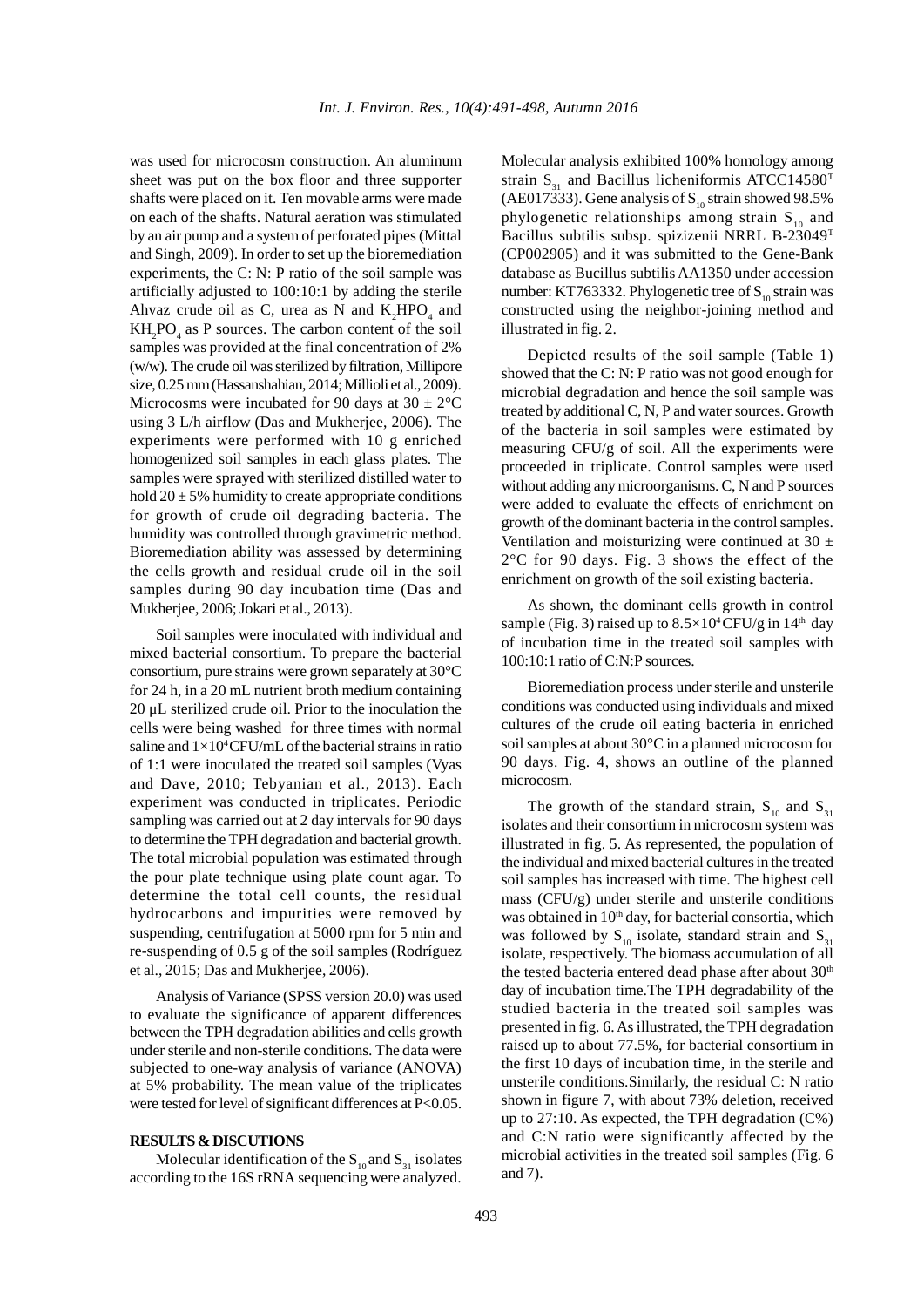was used for microcosm construction. An aluminum sheet was put on the box floor and three supporter shafts were placed on it. Ten movable arms were made on each of the shafts. Natural aeration was stimulated by an air pump and a system of perforated pipes (Mittal and Singh, 2009). In order to set up the bioremediation experiments, the C: N: P ratio of the soil sample was artificially adjusted to 100:10:1 by adding the sterile Ahvaz crude oil as C, urea as N and $K_2HPO_4$ and $KH_2PO_4$ as P sources. The carbon content of the soil samples was provided at the final concentration of 2% (w/w). The crude oil was sterilized by filtration, Millipore size, 0.25 mm (Hassanshahian, 2014; Millioli et al., 2009). Microcosms were incubated for 90 days at $30 \pm 2$°C using 3 L/h airflow (Das and Mukherjee, 2006). The experiments were performed with 10 g enriched homogenized soil samples in each glass plates. The samples were sprayed with sterilized distilled water to hold $20 \pm 5$% humidity to create appropriate conditions for growth of crude oil degrading bacteria. The humidity was controlled through gravimetric method. Bioremediation ability was assessed by determining the cells growth and residual crude oil in the soil samples during 90 day incubation time (Das and Mukherjee, 2006; Jokari et al., 2013).

Soil samples were inoculated with individual and mixed bacterial consortium. To prepare the bacterial consortium, pure strains were grown separately at 30°C for 24 h, in a 20 mL nutrient broth medium containing 20 µL sterilized crude oil. Prior to the inoculation the cells were being washed for three times with normal saline and $1\times10^4$CFU/mL of the bacterial strains in ratio of 1:1 were inoculated the treated soil samples (Vyas and Dave, 2010; Tebyanian et al., 2013). Each experiment was conducted in triplicates. Periodic sampling was carried out at 2 day intervals for 90 days to determine the TPH degradation and bacterial growth. The total microbial population was estimated through the pour plate technique using plate count agar. To determine the total cell counts, the residual hydrocarbons and impurities were removed by suspending, centrifugation at 5000 rpm for 5 min and re-suspending of 0.5 g of the soil samples (Rodríguez et al., 2015; Das and Mukherjee, 2006).

Analysis of Variance (SPSS version 20.0) was used to evaluate the significance of apparent differences between the TPH degradation abilities and cells growth under sterile and non-sterile conditions. The data were subjected to one-way analysis of variance (ANOVA) at 5% probability. The mean value of the triplicates were tested for level of significant differences at $P<0.05$.

## RESULTS & DISCUTIONS

Molecular identification of the $S_{10}$ and $S_{31}$ isolates according to the 16S rRNA sequencing were analyzed. Molecular analysis exhibited 100% homology among strain $S_{31}$ and Bacillus licheniformis ATCC14580[T] (AE017333). Gene analysis of $S_{10}$ strain showed 98.5% phylogenetic relationships among strain $S_{10}$ and Bacillus subtilis subsp. spizizenii NRRL B-23049[T] (CP002905) and it was submitted to the Gene-Bank database as Bucillus subtilis AA1350 under accession number: KT763332. Phylogenetic tree of $S_{10}$ strain was constructed using the neighbor-joining method and illustrated in fig. 2.

Depicted results of the soil sample (Table 1) showed that the C: N: P ratio was not good enough for microbial degradation and hence the soil sample was treated by additional C, N, P and water sources. Growth of the bacteria in soil samples were estimated by measuring CFU/g of soil. All the experiments were proceeded in triplicate. Control samples were used without adding any microorganisms. C, N and P sources were added to evaluate the effects of enrichment on growth of the dominant bacteria in the control samples. Ventilation and moisturizing were continued at $30 \pm 2$°C for 90 days. Fig. 3 shows the effect of the enrichment on growth of the soil existing bacteria.

As shown, the dominant cells growth in control sample (Fig. 3) raised up to $8.5\times10^4$ CFU/g in 14th day of incubation time in the treated soil samples with 100:10:1 ratio of C:N:P sources.

Bioremediation process under sterile and unsterile conditions was conducted using individuals and mixed cultures of the crude oil eating bacteria in enriched soil samples at about 30°C in a planned microcosm for 90 days. Fig. 4, shows an outline of the planned microcosm.

The growth of the standard strain, $S_{10}$ and $S_{31}$ isolates and their consortium in microcosm system was illustrated in fig. 5. As represented, the population of the individual and mixed bacterial cultures in the treated soil samples has increased with time. The highest cell mass (CFU/g) under sterile and unsterile conditions was obtained in 10th day, for bacterial consortia, which was followed by $S_{10}$ isolate, standard strain and $S_{31}$ isolate, respectively. The biomass accumulation of all the tested bacteria entered dead phase after about 30th day of incubation time.The TPH degradability of the studied bacteria in the treated soil samples was presented in fig. 6. As illustrated, the TPH degradation raised up to about 77.5%, for bacterial consortium in the first 10 days of incubation time, in the sterile and unsterile conditions.Similarly, the residual C: N ratio shown in figure 7, with about 73% deletion, received up to 27:10. As expected, the TPH degradation (C%) and C:N ratio were significantly affected by the microbial activities in the treated soil samples (Fig. 6 and 7).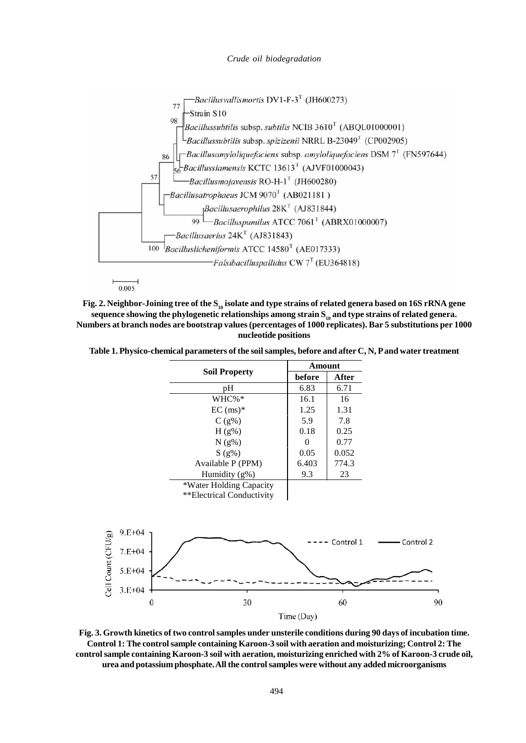**Fig. 2. Neighbor-Joining tree of the $S_{10}$ isolate and type strains of related genera based on 16S rRNA gene sequence showing the phylogenetic relationships among strain $S_{10}$ and type strains of related genera. Numbers at branch nodes are bootstrap values (percentages of 1000 replicates). Bar 5 substitutions per 1000 nucleotide positions**

**Table 1. Physico-chemical parameters of the soil samples, before and after C, N, P and water treatment**

| Soil Property | Amount | |
|---|---|---|
| | before | After |
| pH | 6.83 | 6.71 |
| WHC%* | 16.1 | 16 |
| EC (ms)* | 1.25 | 1.31 |
| C (g%) | 5.9 | 7.8 |
| H (g%) | 0.18 | 0.25 |
| N (g%) | 0 | 0.77 |
| S (g%) | 0.05 | 0.052 |
| Available P (PPM) | 6.403 | 774.3 |
| Humidity (g%) | 9.3 | 23 |

*Water Holding Capacity
**Electrical Conductivity

**Fig. 3. Growth kinetics of two control samples under unsterile conditions during 90 days of incubation time. Control 1: The control sample containing Karoon-3 soil with aeration and moisturizing; Control 2: The control sample containing Karoon-3 soil with aeration, moisturizing enriched with 2% of Karoon-3 crude oil, urea and potassium phosphate. All the control samples were without any added microorganisms**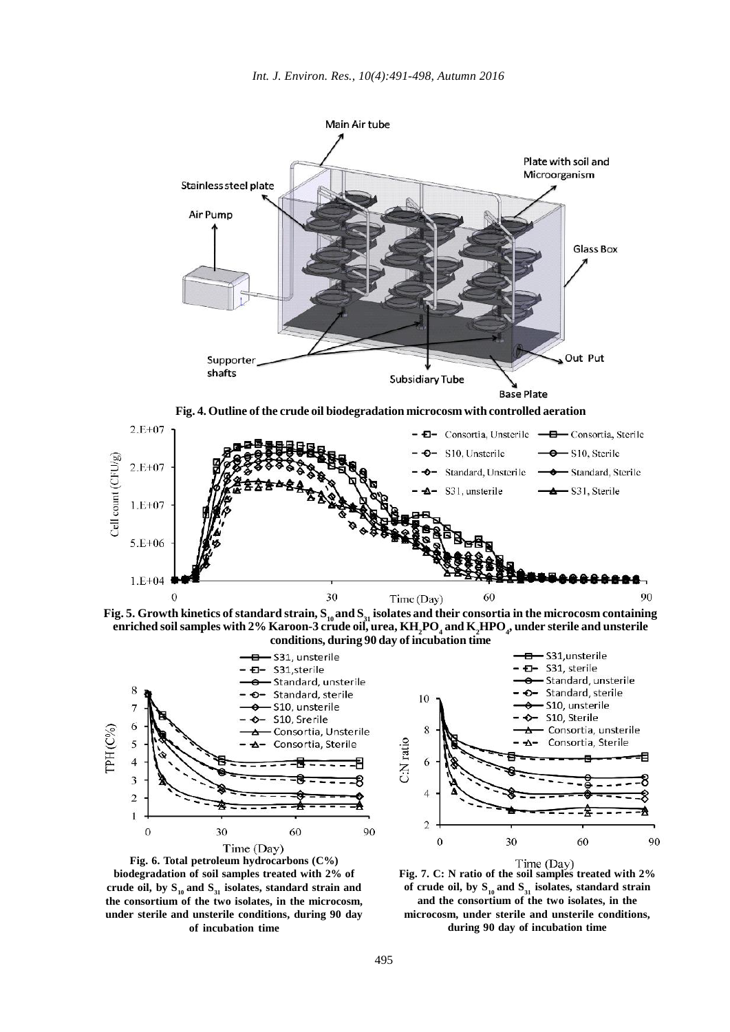**Fig. 4. Outline of the crude oil biodegradation microcosm with controlled aeration**

**Fig. 5. Growth kinetics of standard strain, $S_{10}$ and $S_{31}$ isolates and their consortia in the microcosm containing enriched soil samples with 2% Karoon-3 crude oil, urea, $KH_2PO_4$ and $K_2HPO_4$, under sterile and unsterile conditions, during 90 day of incubation time**

**Fig. 6. Total petroleum hydrocarbons (C%) biodegradation of soil samples treated with 2% of crude oil, by $S_{10}$ and $S_{31}$ isolates, standard strain and the consortium of the two isolates, in the microcosm, under sterile and unsterile conditions, during 90 day of incubation time**

**Fig. 7. C: N ratio of the soil samples treated with 2% of crude oil, by $S_{10}$ and $S_{31}$ isolates, standard strain and the consortium of the two isolates, in the microcosm, under sterile and unsterile conditions, during 90 day of incubation time**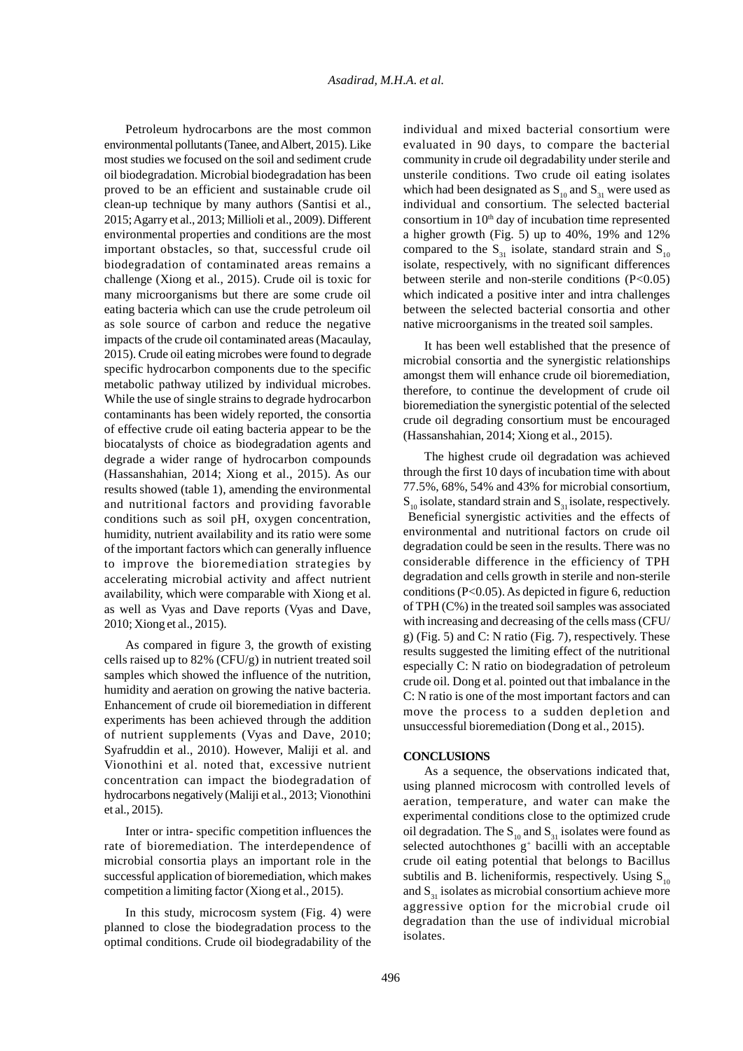Petroleum hydrocarbons are the most common environmental pollutants (Tanee, and Albert, 2015). Like most studies we focused on the soil and sediment crude oil biodegradation. Microbial biodegradation has been proved to be an efficient and sustainable crude oil clean-up technique by many authors (Santisi et al., 2015; Agarry et al., 2013; Millioli et al., 2009). Different environmental properties and conditions are the most important obstacles, so that, successful crude oil biodegradation of contaminated areas remains a challenge (Xiong et al., 2015). Crude oil is toxic for many microorganisms but there are some crude oil eating bacteria which can use the crude petroleum oil as sole source of carbon and reduce the negative impacts of the crude oil contaminated areas (Macaulay, 2015). Crude oil eating microbes were found to degrade specific hydrocarbon components due to the specific metabolic pathway utilized by individual microbes. While the use of single strains to degrade hydrocarbon contaminants has been widely reported, the consortia of effective crude oil eating bacteria appear to be the biocatalysts of choice as biodegradation agents and degrade a wider range of hydrocarbon compounds (Hassanshahian, 2014; Xiong et al., 2015). As our results showed (table 1), amending the environmental and nutritional factors and providing favorable conditions such as soil pH, oxygen concentration, humidity, nutrient availability and its ratio were some of the important factors which can generally influence to improve the bioremediation strategies by accelerating microbial activity and affect nutrient availability, which were comparable with Xiong et al. as well as Vyas and Dave reports (Vyas and Dave, 2010; Xiong et al., 2015).

As compared in figure 3, the growth of existing cells raised up to 82% (CFU/g) in nutrient treated soil samples which showed the influence of the nutrition, humidity and aeration on growing the native bacteria. Enhancement of crude oil bioremediation in different experiments has been achieved through the addition of nutrient supplements (Vyas and Dave, 2010; Syafruddin et al., 2010). However, Maliji et al. and Vionothini et al. noted that, excessive nutrient concentration can impact the biodegradation of hydrocarbons negatively (Maliji et al., 2013; Vionothini et al., 2015).

Inter or intra- specific competition influences the rate of bioremediation. The interdependence of microbial consortia plays an important role in the successful application of bioremediation, which makes competition a limiting factor (Xiong et al., 2015).

In this study, microcosm system (Fig. 4) were planned to close the biodegradation process to the optimal conditions. Crude oil biodegradability of the individual and mixed bacterial consortium were evaluated in 90 days, to compare the bacterial community in crude oil degradability under sterile and unsterile conditions. Two crude oil eating isolates which had been designated as $S_{10}$ and $S_{31}$ were used as individual and consortium. The selected bacterial consortium in $10^{th}$ day of incubation time represented a higher growth (Fig. 5) up to 40%, 19% and 12% compared to the $S_{31}$ isolate, standard strain and $S_{10}$ isolate, respectively, with no significant differences between sterile and non-sterile conditions ($P<0.05$) which indicated a positive inter and intra challenges between the selected bacterial consortia and other native microorganisms in the treated soil samples.

It has been well established that the presence of microbial consortia and the synergistic relationships amongst them will enhance crude oil bioremediation, therefore, to continue the development of crude oil bioremediation the synergistic potential of the selected crude oil degrading consortium must be encouraged (Hassanshahian, 2014; Xiong et al., 2015).

The highest crude oil degradation was achieved through the first 10 days of incubation time with about 77.5%, 68%, 54% and 43% for microbial consortium, $S_{10}$ isolate, standard strain and $S_{31}$ isolate, respectively. Beneficial synergistic activities and the effects of environmental and nutritional factors on crude oil degradation could be seen in the results. There was no considerable difference in the efficiency of TPH degradation and cells growth in sterile and non-sterile conditions ($P<0.05$). As depicted in figure 6, reduction of TPH (C%) in the treated soil samples was associated with increasing and decreasing of the cells mass (CFU/g) (Fig. 5) and C: N ratio (Fig. 7), respectively. These results suggested the limiting effect of the nutritional especially C: N ratio on biodegradation of petroleum crude oil. Dong et al. pointed out that imbalance in the C: N ratio is one of the most important factors and can move the process to a sudden depletion and unsuccessful bioremediation (Dong et al., 2015).

## CONCLUSIONS

As a sequence, the observations indicated that, using planned microcosm with controlled levels of aeration, temperature, and water can make the experimental conditions close to the optimized crude oil degradation. The $S_{10}$ and $S_{31}$ isolates were found as selected autochthones $g^{+}$ bacilli with an acceptable crude oil eating potential that belongs to Bacillus subtilis and B. licheniformis, respectively. Using $S_{10}$ and $S_{31}$ isolates as microbial consortium achieve more aggressive option for the microbial crude oil degradation than the use of individual microbial isolates.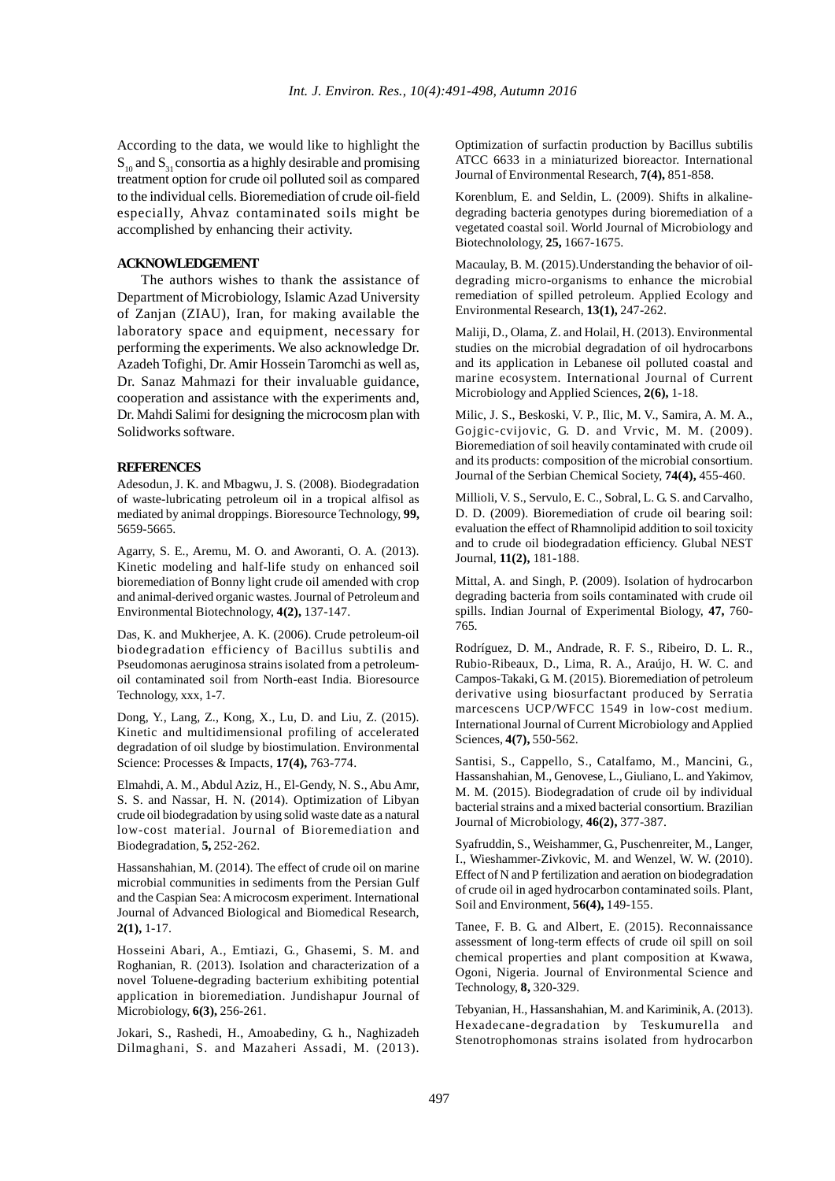According to the data, we would like to highlight the $S_{10}$ and $S_{31}$ consortia as a highly desirable and promising treatment option for crude oil polluted soil as compared to the individual cells. Bioremediation of crude oil-field especially, Ahvaz contaminated soils might be accomplished by enhancing their activity.

## ACKNOWLEDGEMENT

The authors wishes to thank the assistance of Department of Microbiology, Islamic Azad University of Zanjan (ZIAU), Iran, for making available the laboratory space and equipment, necessary for performing the experiments. We also acknowledge Dr. Azadeh Tofighi, Dr. Amir Hossein Taromchi as well as, Dr. Sanaz Mahmazi for their invaluable guidance, cooperation and assistance with the experiments and, Dr. Mahdi Salimi for designing the microcosm plan with Solidworks software.

## REFERENCES

Adesodun, J. K. and Mbagwu, J. S. (2008). Biodegradation of waste-lubricating petroleum oil in a tropical alfisol as mediated by animal droppings. Bioresource Technology, **99,** 5659-5665.

Agarry, S. E., Aremu, M. O. and Aworanti, O. A. (2013). Kinetic modeling and half-life study on enhanced soil bioremediation of Bonny light crude oil amended with crop and animal-derived organic wastes. Journal of Petroleum and Environmental Biotechnology, **4(2),** 137-147.

Das, K. and Mukherjee, A. K. (2006). Crude petroleum-oil biodegradation efficiency of Bacillus subtilis and Pseudomonas aeruginosa strains isolated from a petroleum-oil contaminated soil from North-east India. Bioresource Technology, xxx, 1-7.

Dong, Y., Lang, Z., Kong, X., Lu, D. and Liu, Z. (2015). Kinetic and multidimensional profiling of accelerated degradation of oil sludge by biostimulation. Environmental Science: Processes & Impacts, **17(4),** 763-774.

Elmahdi, A. M., Abdul Aziz, H., El-Gendy, N. S., Abu Amr, S. S. and Nassar, H. N. (2014). Optimization of Libyan crude oil biodegradation by using solid waste date as a natural low-cost material. Journal of Bioremediation and Biodegradation, **5,** 252-262.

Hassanshahian, M. (2014). The effect of crude oil on marine microbial communities in sediments from the Persian Gulf and the Caspian Sea: A microcosm experiment. International Journal of Advanced Biological and Biomedical Research, **2(1),** 1-17.

Hosseini Abari, A., Emtiazi, G., Ghasemi, S. M. and Roghanian, R. (2013). Isolation and characterization of a novel Toluene-degrading bacterium exhibiting potential application in bioremediation. Jundishapur Journal of Microbiology, **6(3),** 256-261.

Jokari, S., Rashedi, H., Amoabediny, G. h., Naghizadeh Dilmaghani, S. and Mazaheri Assadi, M. (2013). Optimization of surfactin production by Bacillus subtilis ATCC 6633 in a miniaturized bioreactor. International Journal of Environmental Research, **7(4),** 851-858.

Korenblum, E. and Seldin, L. (2009). Shifts in alkaline-degrading bacteria genotypes during bioremediation of a vegetated coastal soil. World Journal of Microbiology and Biotechnolology, **25,** 1667-1675.

Macaulay, B. M. (2015).Understanding the behavior of oil-degrading micro-organisms to enhance the microbial remediation of spilled petroleum. Applied Ecology and Environmental Research, **13(1),** 247-262.

Maliji, D., Olama, Z. and Holail, H. (2013). Environmental studies on the microbial degradation of oil hydrocarbons and its application in Lebanese oil polluted coastal and marine ecosystem. International Journal of Current Microbiology and Applied Sciences, **2(6),** 1-18.

Milic, J. S., Beskoski, V. P., Ilic, M. V., Samira, A. M. A., Gojgic-cvijovic, G. D. and Vrvic, M. M. (2009). Bioremediation of soil heavily contaminated with crude oil and its products: composition of the microbial consortium. Journal of the Serbian Chemical Society, **74(4),** 455-460.

Millioli, V. S., Servulo, E. C., Sobral, L. G. S. and Carvalho, D. D. (2009). Bioremediation of crude oil bearing soil: evaluation the effect of Rhamnolipid addition to soil toxicity and to crude oil biodegradation efficiency. Glubal NEST Journal, **11(2),** 181-188.

Mittal, A. and Singh, P. (2009). Isolation of hydrocarbon degrading bacteria from soils contaminated with crude oil spills. Indian Journal of Experimental Biology, **47,** 760-765.

Rodríguez, D. M., Andrade, R. F. S., Ribeiro, D. L. R., Rubio-Ribeaux, D., Lima, R. A., Araújo, H. W. C. and Campos-Takaki, G. M. (2015). Bioremediation of petroleum derivative using biosurfactant produced by Serratia marcescens UCP/WFCC 1549 in low-cost medium. International Journal of Current Microbiology and Applied Sciences, **4(7),** 550-562.

Santisi, S., Cappello, S., Catalfamo, M., Mancini, G., Hassanshahian, M., Genovese, L., Giuliano, L. and Yakimov, M. M. (2015). Biodegradation of crude oil by individual bacterial strains and a mixed bacterial consortium. Brazilian Journal of Microbiology, **46(2),** 377-387.

Syafruddin, S., Weishammer, G., Puschenreiter, M., Langer, I., Wieshammer-Zivkovic, M. and Wenzel, W. W. (2010). Effect of N and P fertilization and aeration on biodegradation of crude oil in aged hydrocarbon contaminated soils. Plant, Soil and Environment, **56(4),** 149-155.

Tanee, F. B. G. and Albert, E. (2015). Reconnaissance assessment of long-term effects of crude oil spill on soil chemical properties and plant composition at Kwawa, Ogoni, Nigeria. Journal of Environmental Science and Technology, **8,** 320-329.

Tebyanian, H., Hassanshahian, M. and Kariminik, A. (2013). Hexadecane-degradation by Teskumurella and Stenotrophomonas strains isolated from hydrocarbon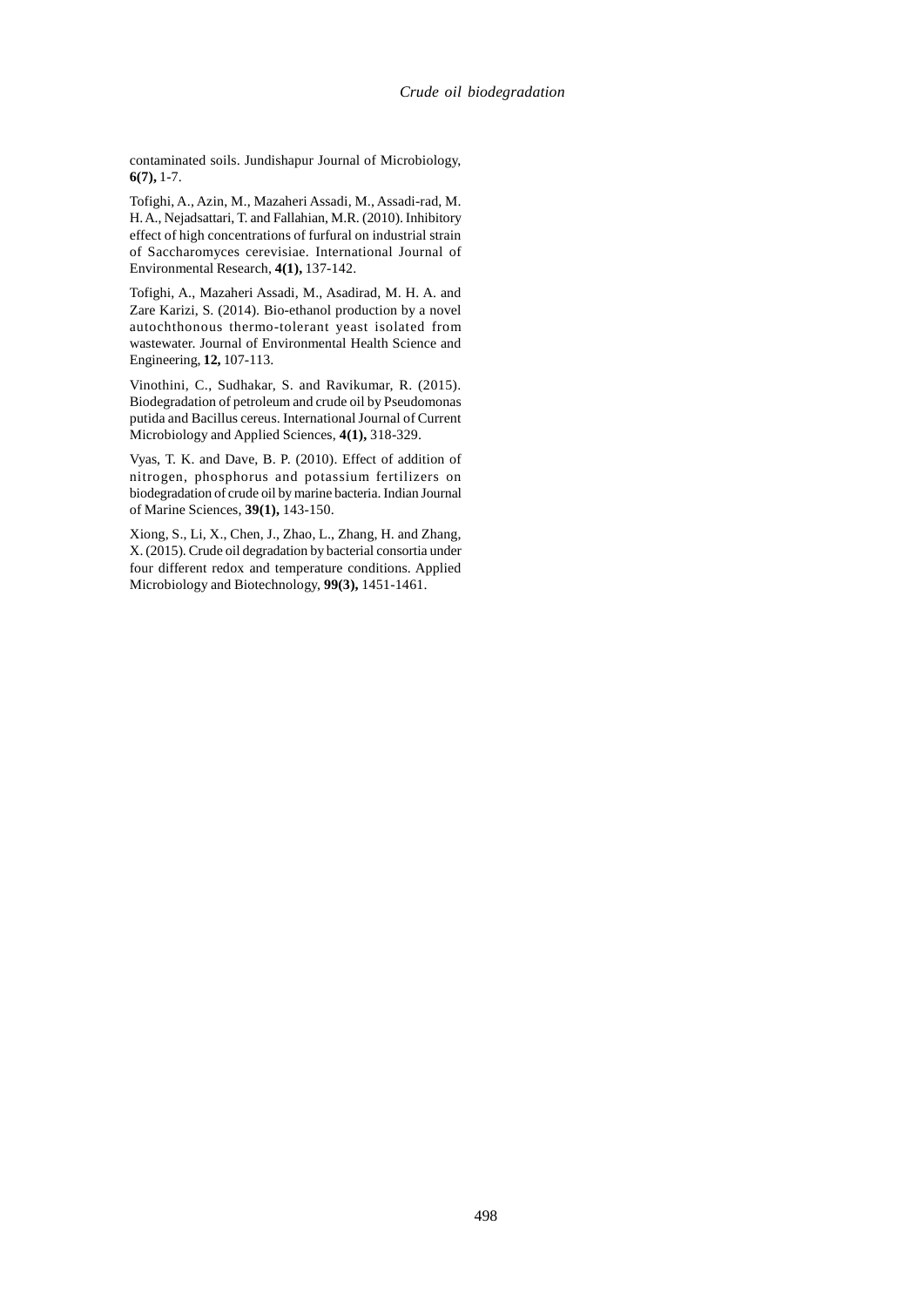contaminated soils. Jundishapur Journal of Microbiology, **6(7),** 1-7.

Tofighi, A., Azin, M., Mazaheri Assadi, M., Assadi-rad, M. H. A., Nejadsattari, T. and Fallahian, M.R. (2010). Inhibitory effect of high concentrations of furfural on industrial strain of Saccharomyces cerevisiae. International Journal of Environmental Research, **4(1),** 137-142.

Tofighi, A., Mazaheri Assadi, M., Asadirad, M. H. A. and Zare Karizi, S. (2014). Bio-ethanol production by a novel autochthonous thermo-tolerant yeast isolated from wastewater. Journal of Environmental Health Science and Engineering, **12,** 107-113.

Vinothini, C., Sudhakar, S. and Ravikumar, R. (2015). Biodegradation of petroleum and crude oil by Pseudomonas putida and Bacillus cereus. International Journal of Current Microbiology and Applied Sciences, **4(1),** 318-329.

Vyas, T. K. and Dave, B. P. (2010). Effect of addition of nitrogen, phosphorus and potassium fertilizers on biodegradation of crude oil by marine bacteria. Indian Journal of Marine Sciences, **39(1),** 143-150.

Xiong, S., Li, X., Chen, J., Zhao, L., Zhang, H. and Zhang, X. (2015). Crude oil degradation by bacterial consortia under four different redox and temperature conditions. Applied Microbiology and Biotechnology, **99(3),** 1451-1461.